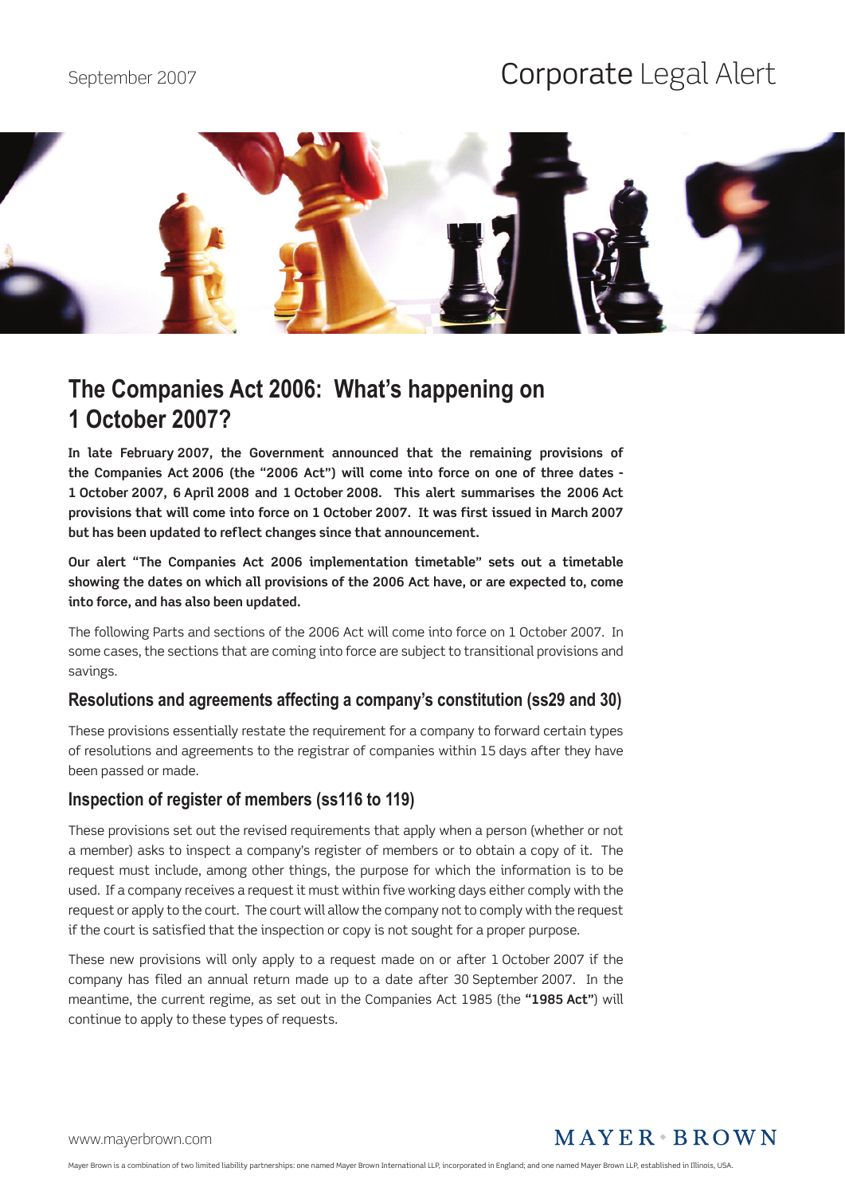September 2007

Corporate Legal Alert

# The Companies Act 2006: What's happening on 1 October 2007?

**In late February 2007, the Government announced that the remaining provisions of the Companies Act 2006 (the "2006 Act") will come into force on one of three dates - 1 October 2007, 6 April 2008 and 1 October 2008. This alert summarises the 2006 Act provisions that will come into force on 1 October 2007. It was first issued in March 2007 but has been updated to reflect changes since that announcement.**

**Our alert "The Companies Act 2006 implementation timetable" sets out a timetable showing the dates on which all provisions of the 2006 Act have, or are expected to, come into force, and has also been updated.**

The following Parts and sections of the 2006 Act will come into force on 1 October 2007. In some cases, the sections that are coming into force are subject to transitional provisions and savings.

## Resolutions and agreements affecting a company's constitution (ss29 and 30)

These provisions essentially restate the requirement for a company to forward certain types of resolutions and agreements to the registrar of companies within 15 days after they have been passed or made.

## Inspection of register of members (ss116 to 119)

These provisions set out the revised requirements that apply when a person (whether or not a member) asks to inspect a company's register of members or to obtain a copy of it. The request must include, among other things, the purpose for which the information is to be used. If a company receives a request it must within five working days either comply with the request or apply to the court. The court will allow the company not to comply with the request if the court is satisfied that the inspection or copy is not sought for a proper purpose.

These new provisions will only apply to a request made on or after 1 October 2007 if the company has filed an annual return made up to a date after 30 September 2007. In the meantime, the current regime, as set out in the Companies Act 1985 (the **"1985 Act"**) will continue to apply to these types of requests.

www.mayerbrown.com

MAYER • BROWN

Mayer Brown is a combination of two limited liability partnerships: one named Mayer Brown International LLP, incorporated in England; and one named Mayer Brown LLP, established in Illinois, USA.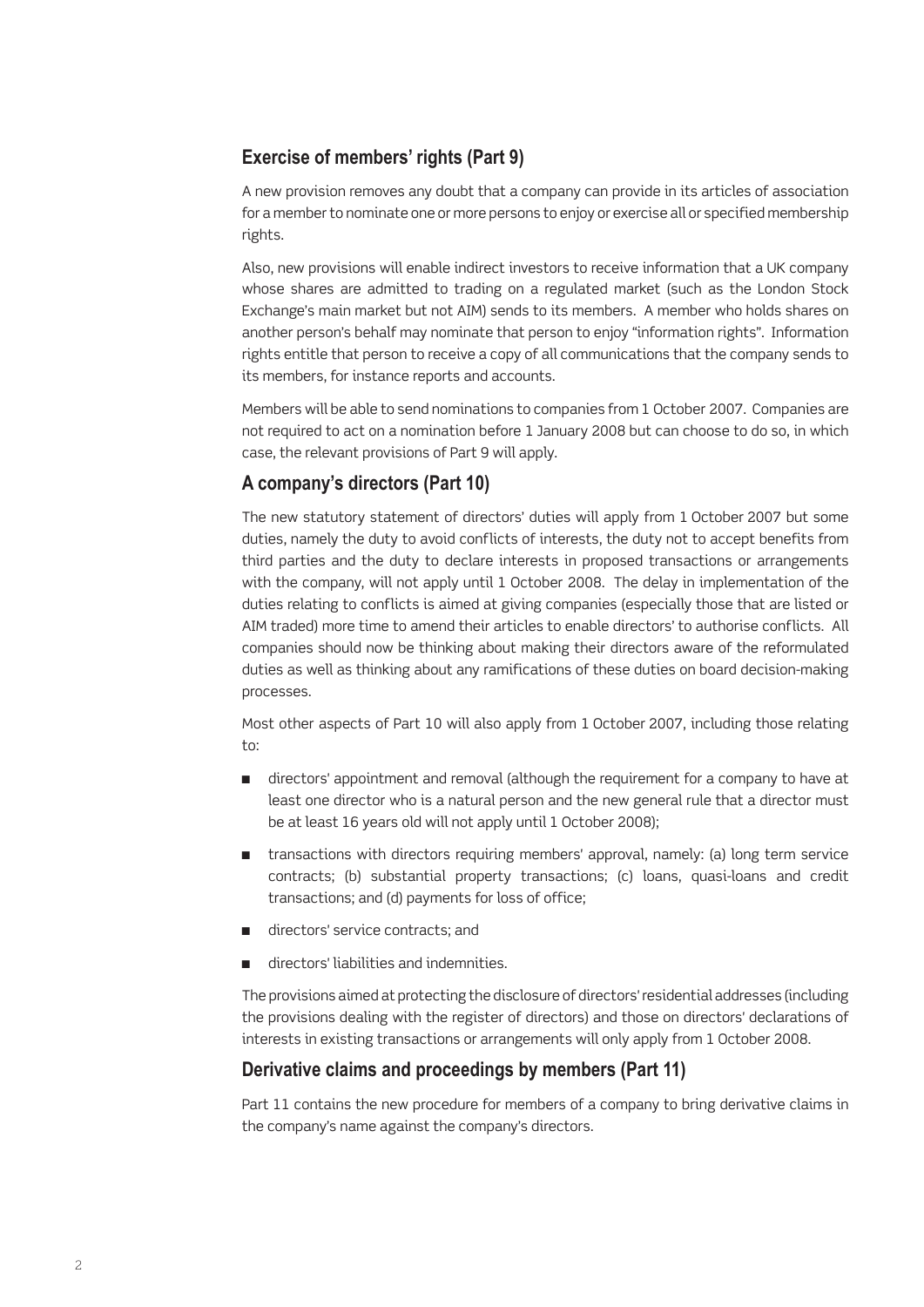## Exercise of members' rights (Part 9)

A new provision removes any doubt that a company can provide in its articles of association for a member to nominate one or more persons to enjoy or exercise all or specified membership rights.

Also, new provisions will enable indirect investors to receive information that a UK company whose shares are admitted to trading on a regulated market (such as the London Stock Exchange's main market but not AIM) sends to its members. A member who holds shares on another person's behalf may nominate that person to enjoy "information rights". Information rights entitle that person to receive a copy of all communications that the company sends to its members, for instance reports and accounts.

Members will be able to send nominations to companies from 1 October 2007. Companies are not required to act on a nomination before 1 January 2008 but can choose to do so, in which case, the relevant provisions of Part 9 will apply.

## A company's directors (Part 10)

The new statutory statement of directors' duties will apply from 1 October 2007 but some duties, namely the duty to avoid conflicts of interests, the duty not to accept benefits from third parties and the duty to declare interests in proposed transactions or arrangements with the company, will not apply until 1 October 2008. The delay in implementation of the duties relating to conflicts is aimed at giving companies (especially those that are listed or AIM traded) more time to amend their articles to enable directors' to authorise conflicts. All companies should now be thinking about making their directors aware of the reformulated duties as well as thinking about any ramifications of these duties on board decision-making processes.

Most other aspects of Part 10 will also apply from 1 October 2007, including those relating to:

- directors' appointment and removal (although the requirement for a company to have at least one director who is a natural person and the new general rule that a director must be at least 16 years old will not apply until 1 October 2008);
- transactions with directors requiring members' approval, namely: (a) long term service contracts; (b) substantial property transactions; (c) loans, quasi-loans and credit transactions; and (d) payments for loss of office;
- directors' service contracts; and
- directors' liabilities and indemnities.

The provisions aimed at protecting the disclosure of directors' residential addresses (including the provisions dealing with the register of directors) and those on directors' declarations of interests in existing transactions or arrangements will only apply from 1 October 2008.

## Derivative claims and proceedings by members (Part 11)

Part 11 contains the new procedure for members of a company to bring derivative claims in the company's name against the company's directors.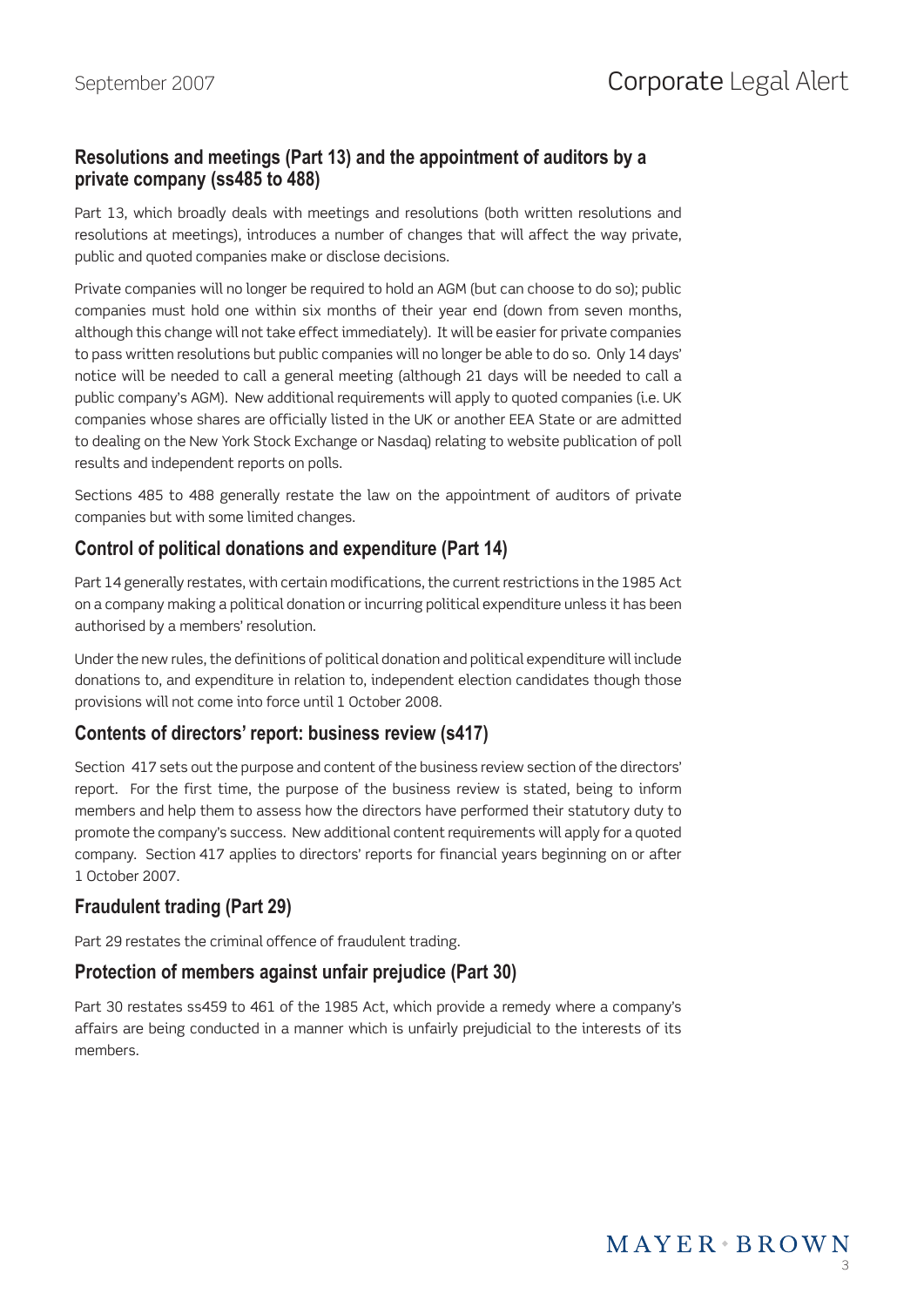## Resolutions and meetings (Part 13) and the appointment of auditors by a private company (ss485 to 488)

Part 13, which broadly deals with meetings and resolutions (both written resolutions and resolutions at meetings), introduces a number of changes that will affect the way private, public and quoted companies make or disclose decisions.

Private companies will no longer be required to hold an AGM (but can choose to do so); public companies must hold one within six months of their year end (down from seven months, although this change will not take effect immediately). It will be easier for private companies to pass written resolutions but public companies will no longer be able to do so. Only 14 days' notice will be needed to call a general meeting (although 21 days will be needed to call a public company's AGM). New additional requirements will apply to quoted companies (i.e. UK companies whose shares are officially listed in the UK or another EEA State or are admitted to dealing on the New York Stock Exchange or Nasdaq) relating to website publication of poll results and independent reports on polls.

Sections 485 to 488 generally restate the law on the appointment of auditors of private companies but with some limited changes.

## Control of political donations and expenditure (Part 14)

Part 14 generally restates, with certain modifications, the current restrictions in the 1985 Act on a company making a political donation or incurring political expenditure unless it has been authorised by a members' resolution.

Under the new rules, the definitions of political donation and political expenditure will include donations to, and expenditure in relation to, independent election candidates though those provisions will not come into force until 1 October 2008.

## Contents of directors' report: business review (s417)

Section 417 sets out the purpose and content of the business review section of the directors' report. For the first time, the purpose of the business review is stated, being to inform members and help them to assess how the directors have performed their statutory duty to promote the company's success. New additional content requirements will apply for a quoted company. Section 417 applies to directors' reports for financial years beginning on or after 1 October 2007.

## Fraudulent trading (Part 29)

Part 29 restates the criminal offence of fraudulent trading.

## Protection of members against unfair prejudice (Part 30)

Part 30 restates ss459 to 461 of the 1985 Act, which provide a remedy where a company's affairs are being conducted in a manner which is unfairly prejudicial to the interests of its members.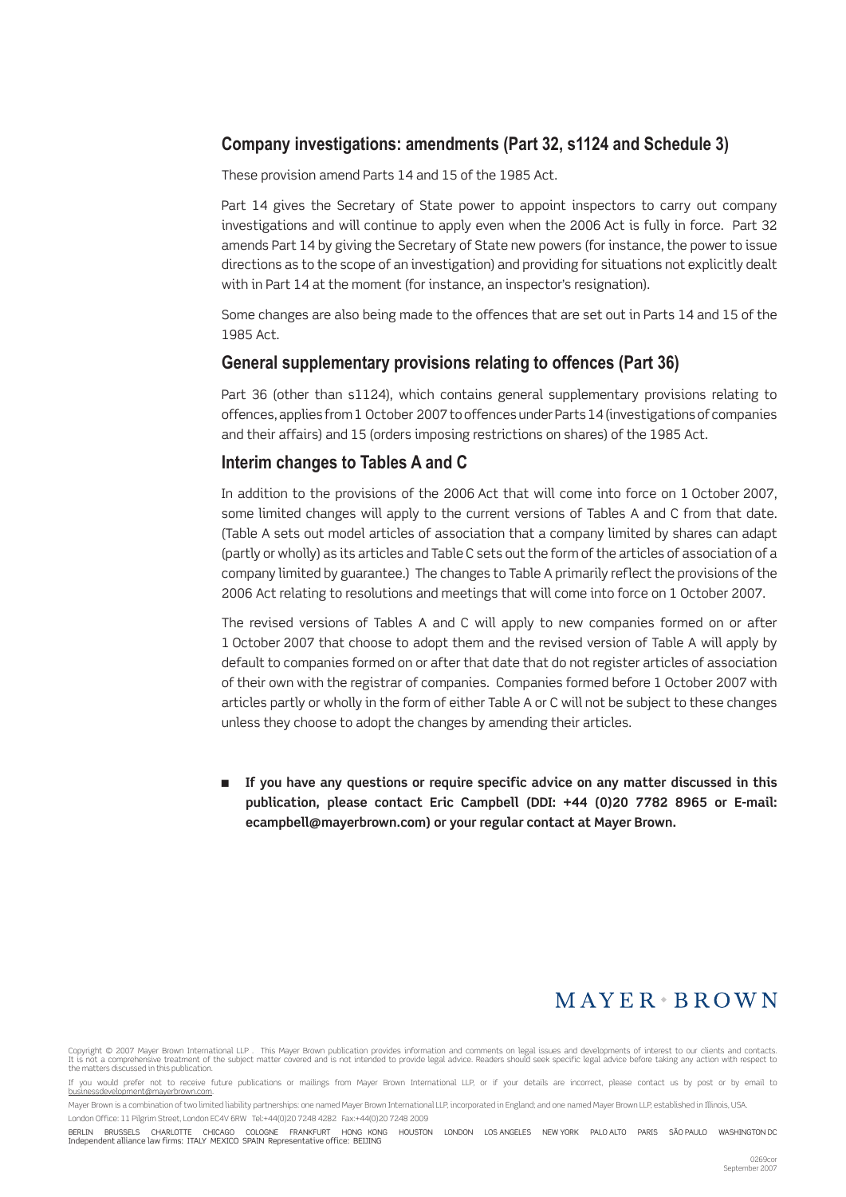## Company investigations: amendments (Part 32, s1124 and Schedule 3)

These provision amend Parts 14 and 15 of the 1985 Act.

Part 14 gives the Secretary of State power to appoint inspectors to carry out company investigations and will continue to apply even when the 2006 Act is fully in force. Part 32 amends Part 14 by giving the Secretary of State new powers (for instance, the power to issue directions as to the scope of an investigation) and providing for situations not explicitly dealt with in Part 14 at the moment (for instance, an inspector's resignation).

Some changes are also being made to the offences that are set out in Parts 14 and 15 of the 1985 Act.

## General supplementary provisions relating to offences (Part 36)

Part 36 (other than s1124), which contains general supplementary provisions relating to offences, applies from 1 October 2007 to offences under Parts 14 (investigations of companies and their affairs) and 15 (orders imposing restrictions on shares) of the 1985 Act.

## Interim changes to Tables A and C

In addition to the provisions of the 2006 Act that will come into force on 1 October 2007, some limited changes will apply to the current versions of Tables A and C from that date. (Table A sets out model articles of association that a company limited by shares can adapt (partly or wholly) as its articles and Table C sets out the form of the articles of association of a company limited by guarantee.) The changes to Table A primarily reflect the provisions of the 2006 Act relating to resolutions and meetings that will come into force on 1 October 2007.

The revised versions of Tables A and C will apply to new companies formed on or after 1 October 2007 that choose to adopt them and the revised version of Table A will apply by default to companies formed on or after that date that do not register articles of association of their own with the registrar of companies. Companies formed before 1 October 2007 with articles partly or wholly in the form of either Table A or C will not be subject to these changes unless they choose to adopt the changes by amending their articles.

- **If you have any questions or require specific advice on any matter discussed in this publication, please contact Eric Campbell (DDI: +44 (0)20 7782 8965 or E-mail: ecampbell@mayerbrown.com) or your regular contact at Mayer Brown.**

MAYER • BROWN

Copyright © 2007 Mayer Brown International LLP . This Mayer Brown publication provides information and comments on legal issues and developments of interest to our clients and contacts. It is not a comprehensive treatment of the subject matter covered and is not intended to provide legal advice. Readers should seek specific legal advice before taking any action with respect to the matters discussed in this publication.

If you would prefer not to receive future publications or mailings from Mayer Brown International LLP, or if your details are incorrect, please contact us by post or by email to businessdevelopment@mayerbrown.com.

Mayer Brown is a combination of two limited liability partnerships: one named Mayer Brown International LLP, incorporated in England; and one named Mayer Brown LLP, established in Illinois, USA.

London Office: 11 Pilgrim Street, London EC4V 6RW Tel:+44(0)20 7248 4282 Fax:+44(0)20 7248 2009

BERLIN BRUSSELS CHARLOTTE CHICAGO COLOGNE FRANKFURT HONG KONG HOUSTON LONDON LOS ANGELES NEW YORK PALO ALTO PARIS SÃO PAULO WASHINGTON DC
Independent alliance law firms: ITALY MEXICO SPAIN Representative office: BEIJING

0269cor
September 2007